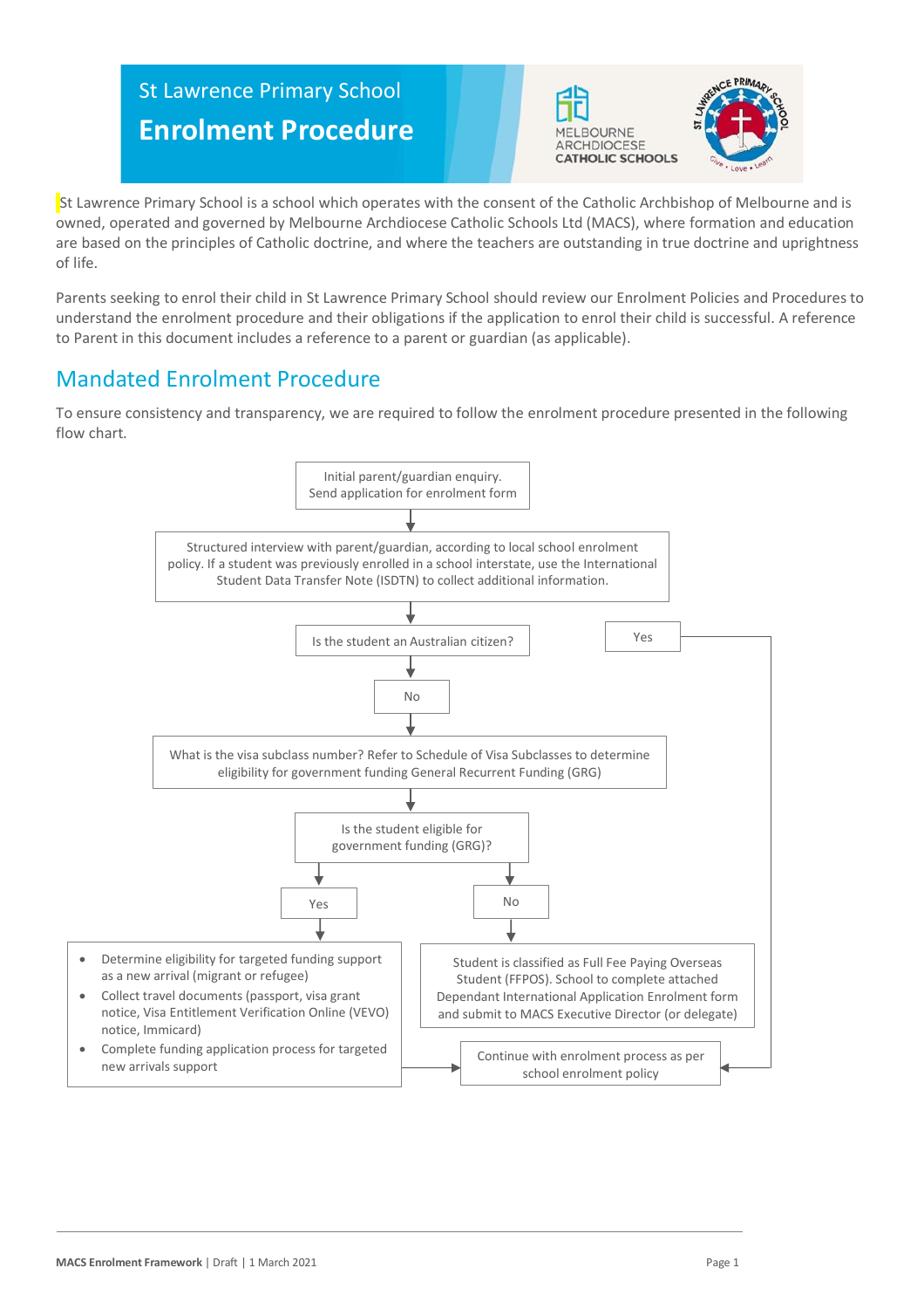# St Lawrence Primary School

## Enrolment Procedure

St Lawrence Primary School is a school which operates with the consent of the Catholic Archbishop of Melbourne and is owned, operated and governed by Melbourne Archdiocese Catholic Schools Ltd (MACS), where formation and education are based on the principles of Catholic doctrine, and where the teachers are outstanding in true doctrine and uprightness of life.

Parents seeking to enrol their child in St Lawrence Primary School should review our Enrolment Policies and Procedures to understand the enrolment procedure and their obligations if the application to enrol their child is successful. A reference to Parent in this document includes a reference to a parent or guardian (as applicable).

## Mandated Enrolment Procedure

To ensure consistency and transparency, we are required to follow the enrolment procedure presented in the following flow chart.

Initial parent/guardian enquiry. Send application for enrolment form

↓

Structured interview with parent/guardian, according to local school enrolment policy. If a student was previously enrolled in a school interstate, use the International Student Data Transfer Note (ISDTN) to collect additional information.

↓

Is the student an Australian citizen?

- **Yes** → Continue with enrolment process as per school enrolment policy
- **No** ↓

What is the visa subclass number? Refer to Schedule of Visa Subclasses to determine eligibility for government funding General Recurrent Funding (GRG)

↓

Is the student eligible for government funding (GRG)?

- **Yes** ↓
  - Determine eligibility for targeted funding support as a new arrival (migrant or refugee)
  - Collect travel documents (passport, visa grant notice, Visa Entitlement Verification Online (VEVO) notice, Immicard)
  - Complete funding application process for targeted new arrivals support

  → Continue with enrolment process as per school enrolment policy

- **No** ↓

  Student is classified as Full Fee Paying Overseas Student (FFPOS). School to complete attached Dependant International Application Enrolment form and submit to MACS Executive Director (or delegate)

Continue with enrolment process as per school enrolment policy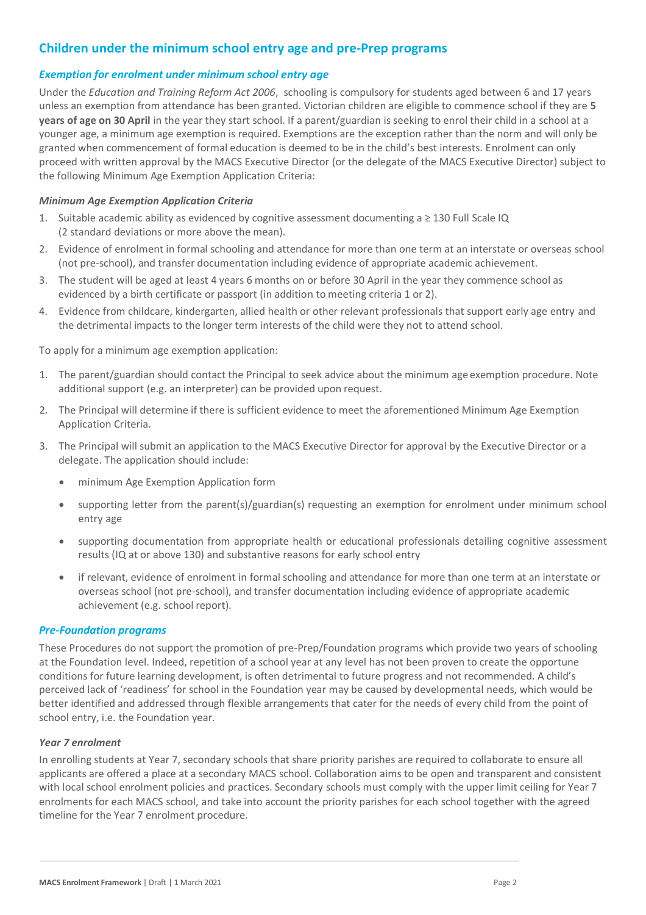## Children under the minimum school entry age and pre-Prep programs

### *Exemption for enrolment under minimum school entry age*

Under the *Education and Training Reform Act 2006*, schooling is compulsory for students aged between 6 and 17 years unless an exemption from attendance has been granted. Victorian children are eligible to commence school if they are **5 years of age on 30 April** in the year they start school. If a parent/guardian is seeking to enrol their child in a school at a younger age, a minimum age exemption is required. Exemptions are the exception rather than the norm and will only be granted when commencement of formal education is deemed to be in the child's best interests. Enrolment can only proceed with written approval by the MACS Executive Director (or the delegate of the MACS Executive Director) subject to the following Minimum Age Exemption Application Criteria:

#### *Minimum Age Exemption Application Criteria*

1. Suitable academic ability as evidenced by cognitive assessment documenting a ≥ 130 Full Scale IQ (2 standard deviations or more above the mean).
2. Evidence of enrolment in formal schooling and attendance for more than one term at an interstate or overseas school (not pre-school), and transfer documentation including evidence of appropriate academic achievement.
3. The student will be aged at least 4 years 6 months on or before 30 April in the year they commence school as evidenced by a birth certificate or passport (in addition to meeting criteria 1 or 2).
4. Evidence from childcare, kindergarten, allied health or other relevant professionals that support early age entry and the detrimental impacts to the longer term interests of the child were they not to attend school.

To apply for a minimum age exemption application:

1. The parent/guardian should contact the Principal to seek advice about the minimum age exemption procedure. Note additional support (e.g. an interpreter) can be provided upon request.
2. The Principal will determine if there is sufficient evidence to meet the aforementioned Minimum Age Exemption Application Criteria.
3. The Principal will submit an application to the MACS Executive Director for approval by the Executive Director or a delegate. The application should include:
   - minimum Age Exemption Application form
   - supporting letter from the parent(s)/guardian(s) requesting an exemption for enrolment under minimum school entry age
   - supporting documentation from appropriate health or educational professionals detailing cognitive assessment results (IQ at or above 130) and substantive reasons for early school entry
   - if relevant, evidence of enrolment in formal schooling and attendance for more than one term at an interstate or overseas school (not pre-school), and transfer documentation including evidence of appropriate academic achievement (e.g. school report).

### *Pre-Foundation programs*

These Procedures do not support the promotion of pre-Prep/Foundation programs which provide two years of schooling at the Foundation level. Indeed, repetition of a school year at any level has not been proven to create the opportune conditions for future learning development, is often detrimental to future progress and not recommended. A child's perceived lack of 'readiness' for school in the Foundation year may be caused by developmental needs, which would be better identified and addressed through flexible arrangements that cater for the needs of every child from the point of school entry, i.e. the Foundation year.

#### *Year 7 enrolment*

In enrolling students at Year 7, secondary schools that share priority parishes are required to collaborate to ensure all applicants are offered a place at a secondary MACS school. Collaboration aims to be open and transparent and consistent with local school enrolment policies and practices. Secondary schools must comply with the upper limit ceiling for Year 7 enrolments for each MACS school, and take into account the priority parishes for each school together with the agreed timeline for the Year 7 enrolment procedure.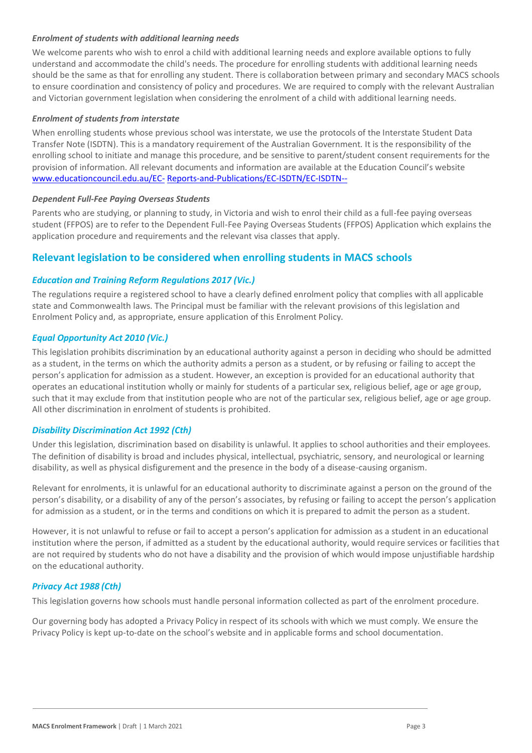### *Enrolment of students with additional learning needs*

We welcome parents who wish to enrol a child with additional learning needs and explore available options to fully understand and accommodate the child's needs. The procedure for enrolling students with additional learning needs should be the same as that for enrolling any student. There is collaboration between primary and secondary MACS schools to ensure coordination and consistency of policy and procedures. We are required to comply with the relevant Australian and Victorian government legislation when considering the enrolment of a child with additional learning needs.

### *Enrolment of students from interstate*

When enrolling students whose previous school was interstate, we use the protocols of the Interstate Student Data Transfer Note (ISDTN). This is a mandatory requirement of the Australian Government. It is the responsibility of the enrolling school to initiate and manage this procedure, and be sensitive to parent/student consent requirements for the provision of information. All relevant documents and information are available at the Education Council's website www.educationcouncil.edu.au/EC- Reports-and-Publications/EC-ISDTN/EC-ISDTN--

### *Dependent Full-Fee Paying Overseas Students*

Parents who are studying, or planning to study, in Victoria and wish to enrol their child as a full-fee paying overseas student (FFPOS) are to refer to the Dependent Full-Fee Paying Overseas Students (FFPOS) Application which explains the application procedure and requirements and the relevant visa classes that apply.

## Relevant legislation to be considered when enrolling students in MACS schools

### *Education and Training Reform Regulations 2017 (Vic.)*

The regulations require a registered school to have a clearly defined enrolment policy that complies with all applicable state and Commonwealth laws. The Principal must be familiar with the relevant provisions of this legislation and Enrolment Policy and, as appropriate, ensure application of this Enrolment Policy.

### *Equal Opportunity Act 2010 (Vic.)*

This legislation prohibits discrimination by an educational authority against a person in deciding who should be admitted as a student, in the terms on which the authority admits a person as a student, or by refusing or failing to accept the person's application for admission as a student. However, an exception is provided for an educational authority that operates an educational institution wholly or mainly for students of a particular sex, religious belief, age or age group, such that it may exclude from that institution people who are not of the particular sex, religious belief, age or age group. All other discrimination in enrolment of students is prohibited.

### *Disability Discrimination Act 1992 (Cth)*

Under this legislation, discrimination based on disability is unlawful. It applies to school authorities and their employees. The definition of disability is broad and includes physical, intellectual, psychiatric, sensory, and neurological or learning disability, as well as physical disfigurement and the presence in the body of a disease-causing organism.

Relevant for enrolments, it is unlawful for an educational authority to discriminate against a person on the ground of the person's disability, or a disability of any of the person's associates, by refusing or failing to accept the person's application for admission as a student, or in the terms and conditions on which it is prepared to admit the person as a student.

However, it is not unlawful to refuse or fail to accept a person's application for admission as a student in an educational institution where the person, if admitted as a student by the educational authority, would require services or facilities that are not required by students who do not have a disability and the provision of which would impose unjustifiable hardship on the educational authority.

### *Privacy Act 1988 (Cth)*

This legislation governs how schools must handle personal information collected as part of the enrolment procedure.

Our governing body has adopted a Privacy Policy in respect of its schools with which we must comply. We ensure the Privacy Policy is kept up-to-date on the school's website and in applicable forms and school documentation.